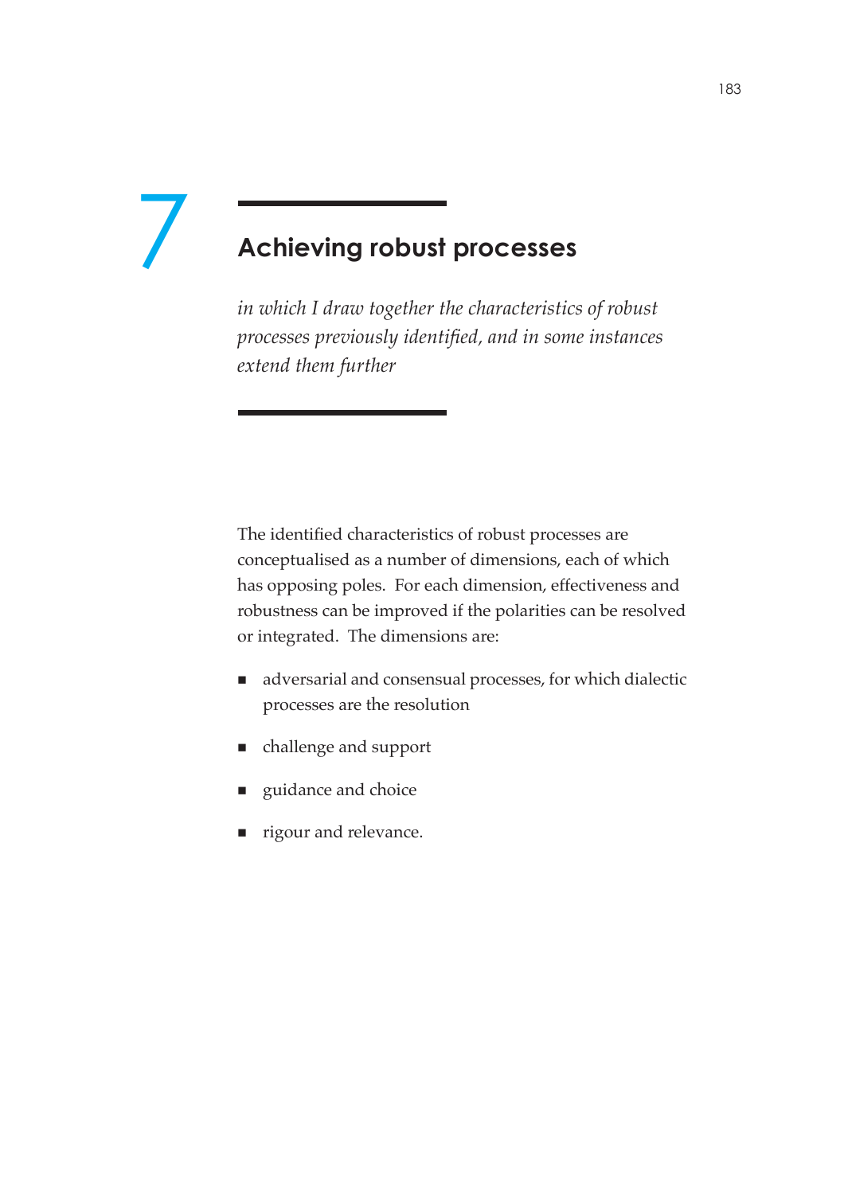# 7 Achieving robust processes

*in which I draw together the characteristics of robust processes previously identified, and in some instances extend them further*

The identified characteristics of robust processes are conceptualised as a number of dimensions, each of which has opposing poles. For each dimension, effectiveness and robustness can be improved if the polarities can be resolved or integrated. The dimensions are:

- adversarial and consensual processes, for which dialectic processes are the resolution
- challenge and support
- guidance and choice
- rigour and relevance.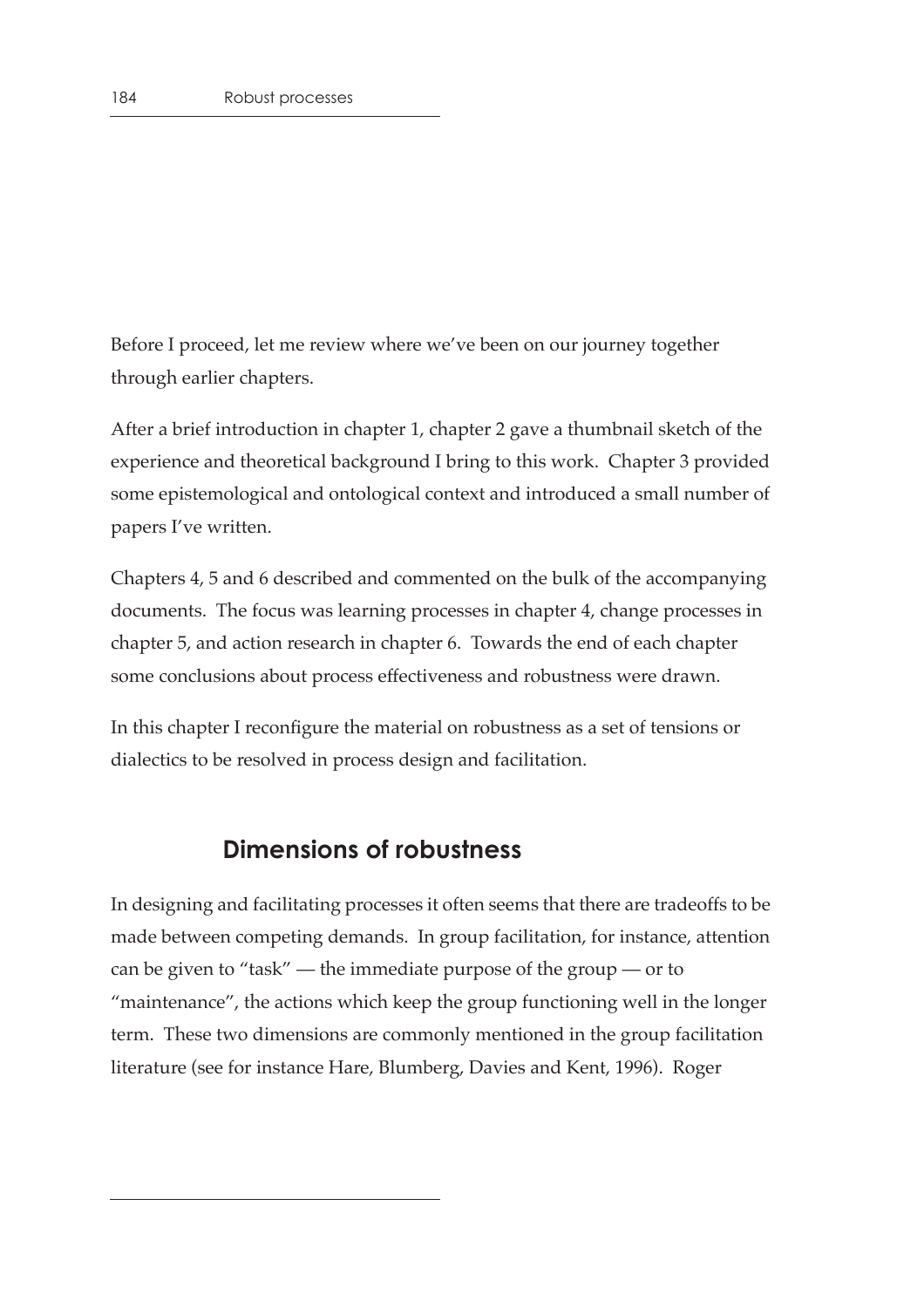Before I proceed, let me review where we've been on our journey together through earlier chapters.

After a brief introduction in chapter 1, chapter 2 gave a thumbnail sketch of the experience and theoretical background I bring to this work. Chapter 3 provided some epistemological and ontological context and introduced a small number of papers I've written.

Chapters 4, 5 and 6 described and commented on the bulk of the accompanying documents. The focus was learning processes in chapter 4, change processes in chapter 5, and action research in chapter 6. Towards the end of each chapter some conclusions about process effectiveness and robustness were drawn.

In this chapter I reconfigure the material on robustness as a set of tensions or dialectics to be resolved in process design and facilitation.

## Dimensions of robustness

In designing and facilitating processes it often seems that there are tradeoffs to be made between competing demands. In group facilitation, for instance, attention can be given to "task" — the immediate purpose of the group — or to "maintenance", the actions which keep the group functioning well in the longer term. These two dimensions are commonly mentioned in the group facilitation literature (see for instance Hare, Blumberg, Davies and Kent, 1996). Roger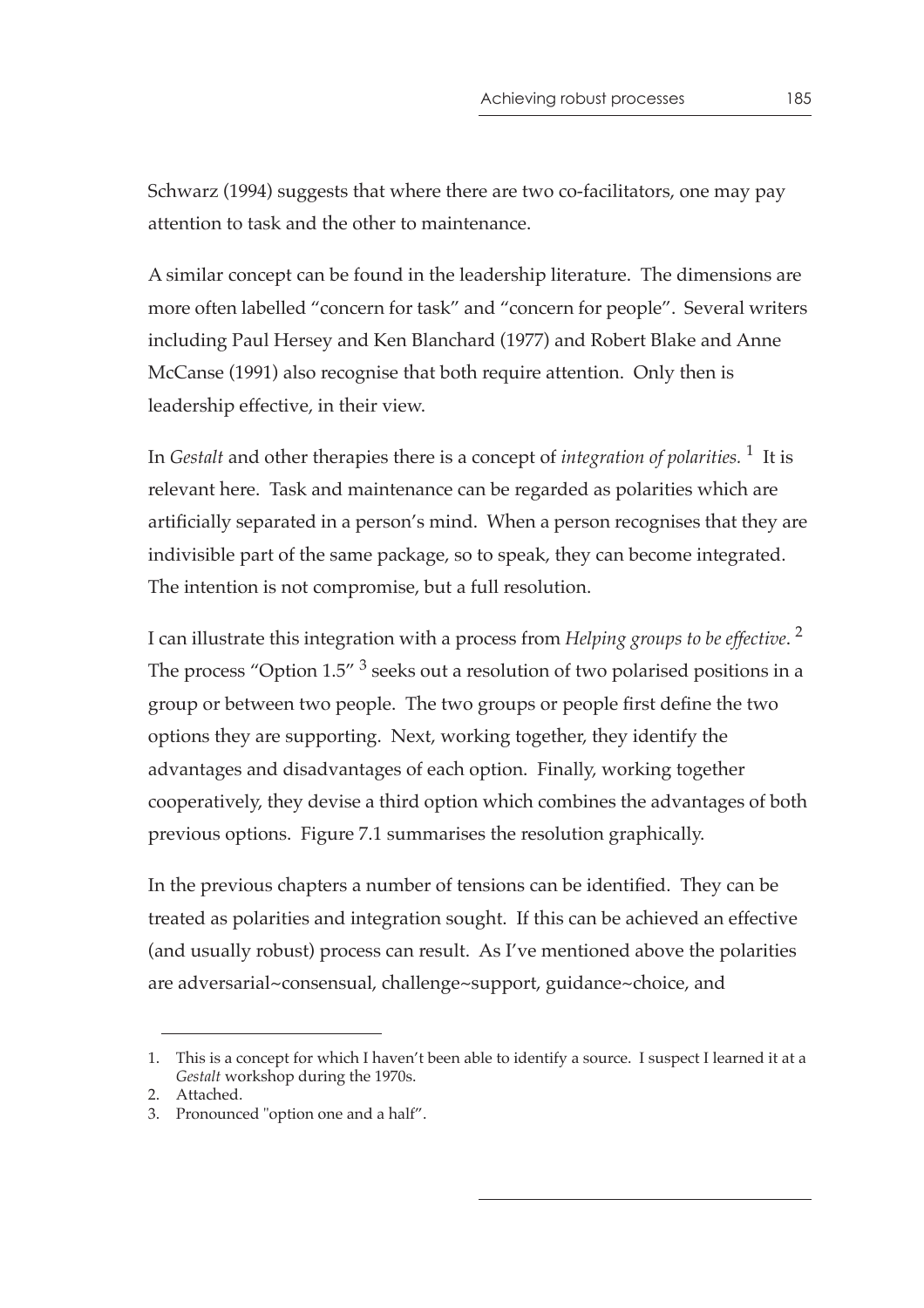Schwarz (1994) suggests that where there are two co-facilitators, one may pay attention to task and the other to maintenance.

A similar concept can be found in the leadership literature. The dimensions are more often labelled "concern for task" and "concern for people". Several writers including Paul Hersey and Ken Blanchard (1977) and Robert Blake and Anne McCanse (1991) also recognise that both require attention. Only then is leadership effective, in their view.

In *Gestalt* and other therapies there is a concept of *integration of polarities.* [1] It is relevant here. Task and maintenance can be regarded as polarities which are artificially separated in a person's mind. When a person recognises that they are indivisible part of the same package, so to speak, they can become integrated. The intention is not compromise, but a full resolution.

I can illustrate this integration with a process from *Helping groups to be effective*. [2] The process "Option 1.5" [3] seeks out a resolution of two polarised positions in a group or between two people. The two groups or people first define the two options they are supporting. Next, working together, they identify the advantages and disadvantages of each option. Finally, working together cooperatively, they devise a third option which combines the advantages of both previous options. Figure 7.1 summarises the resolution graphically.

In the previous chapters a number of tensions can be identified. They can be treated as polarities and integration sought. If this can be achieved an effective (and usually robust) process can result. As I've mentioned above the polarities are adversarial~consensual, challenge~support, guidance~choice, and

1. This is a concept for which I haven't been able to identify a source. I suspect I learned it at a *Gestalt* workshop during the 1970s.
2. Attached.
3. Pronounced "option one and a half".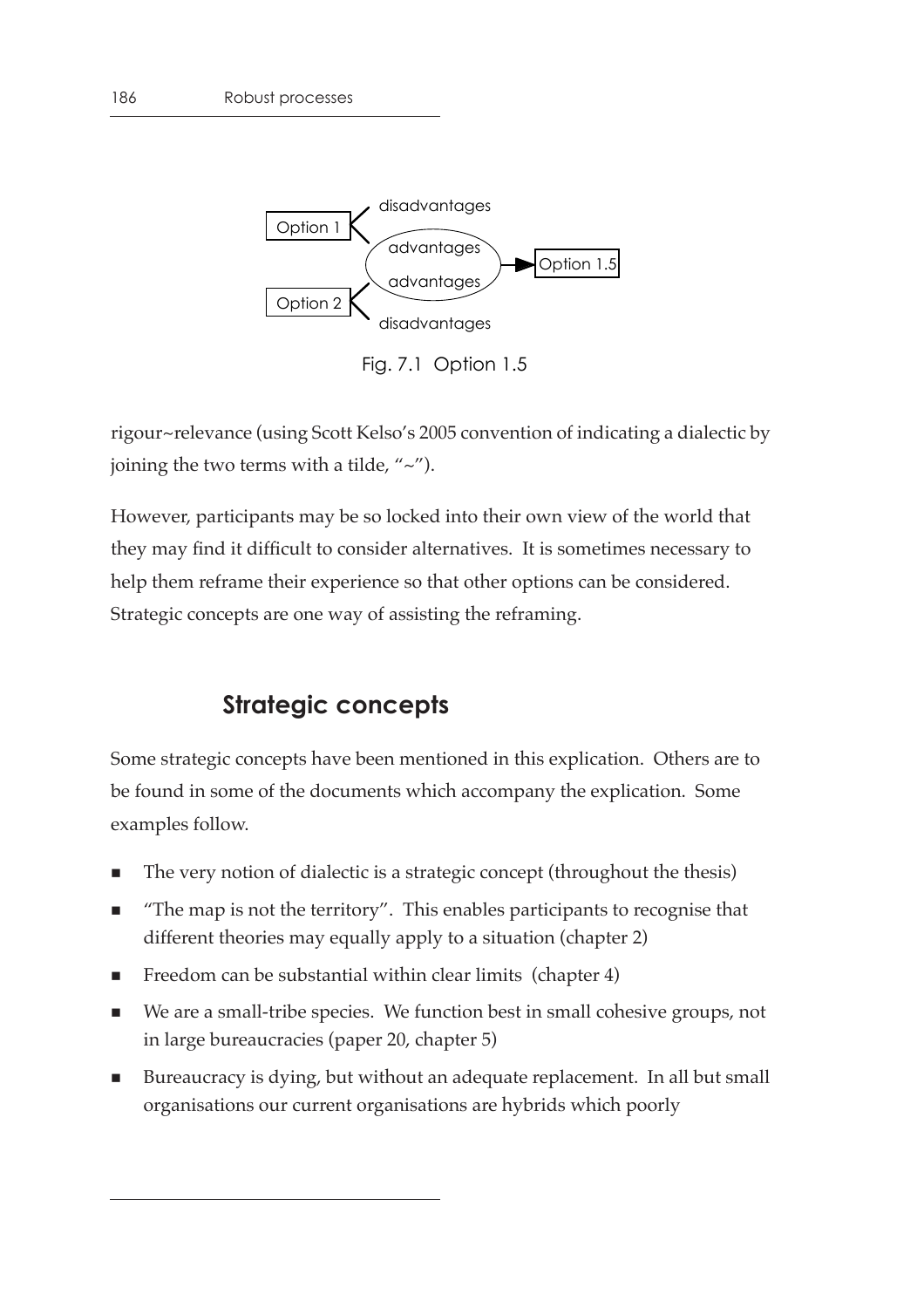Option 1

disadvantages

advantages

advantages

Option 1.5

Option 2

disadvantages

Fig. 7.1 Option 1.5

rigour~relevance (using Scott Kelso's 2005 convention of indicating a dialectic by joining the two terms with a tilde, "~").

However, participants may be so locked into their own view of the world that they may find it difficult to consider alternatives. It is sometimes necessary to help them reframe their experience so that other options can be considered. Strategic concepts are one way of assisting the reframing.

## Strategic concepts

Some strategic concepts have been mentioned in this explication. Others are to be found in some of the documents which accompany the explication. Some examples follow.

- The very notion of dialectic is a strategic concept (throughout the thesis)
- "The map is not the territory". This enables participants to recognise that different theories may equally apply to a situation (chapter 2)
- Freedom can be substantial within clear limits (chapter 4)
- We are a small-tribe species. We function best in small cohesive groups, not in large bureaucracies (paper 20, chapter 5)
- Bureaucracy is dying, but without an adequate replacement. In all but small organisations our current organisations are hybrids which poorly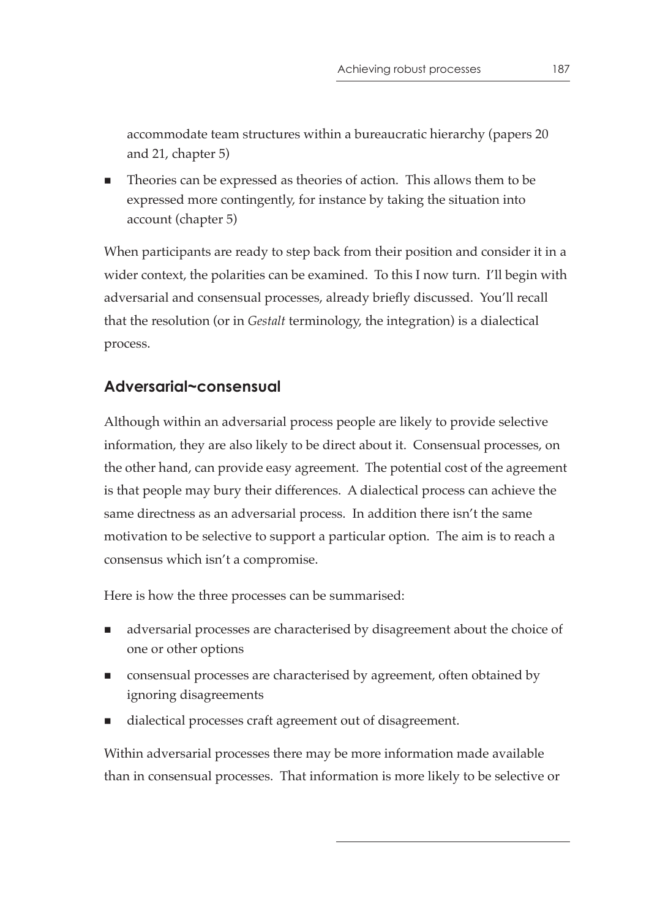accommodate team structures within a bureaucratic hierarchy (papers 20 and 21, chapter 5)

- Theories can be expressed as theories of action. This allows them to be expressed more contingently, for instance by taking the situation into account (chapter 5)

When participants are ready to step back from their position and consider it in a wider context, the polarities can be examined. To this I now turn. I'll begin with adversarial and consensual processes, already briefly discussed. You'll recall that the resolution (or in *Gestalt* terminology, the integration) is a dialectical process.

## Adversarial~consensual

Although within an adversarial process people are likely to provide selective information, they are also likely to be direct about it. Consensual processes, on the other hand, can provide easy agreement. The potential cost of the agreement is that people may bury their differences. A dialectical process can achieve the same directness as an adversarial process. In addition there isn't the same motivation to be selective to support a particular option. The aim is to reach a consensus which isn't a compromise.

Here is how the three processes can be summarised:

- adversarial processes are characterised by disagreement about the choice of one or other options
- consensual processes are characterised by agreement, often obtained by ignoring disagreements
- dialectical processes craft agreement out of disagreement.

Within adversarial processes there may be more information made available than in consensual processes. That information is more likely to be selective or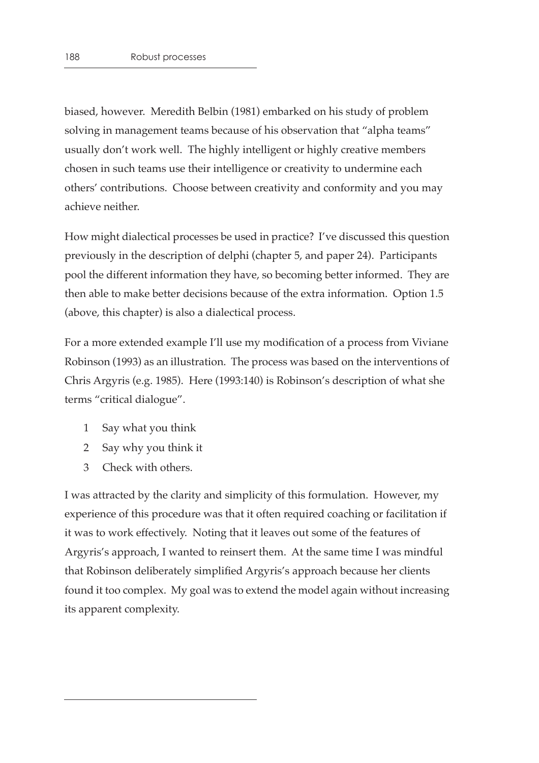biased, however. Meredith Belbin (1981) embarked on his study of problem solving in management teams because of his observation that "alpha teams" usually don't work well. The highly intelligent or highly creative members chosen in such teams use their intelligence or creativity to undermine each others' contributions. Choose between creativity and conformity and you may achieve neither.

How might dialectical processes be used in practice? I've discussed this question previously in the description of delphi (chapter 5, and paper 24). Participants pool the different information they have, so becoming better informed. They are then able to make better decisions because of the extra information. Option 1.5 (above, this chapter) is also a dialectical process.

For a more extended example I'll use my modification of a process from Viviane Robinson (1993) as an illustration. The process was based on the interventions of Chris Argyris (e.g. 1985). Here (1993:140) is Robinson's description of what she terms "critical dialogue".

1. Say what you think
2. Say why you think it
3. Check with others.

I was attracted by the clarity and simplicity of this formulation. However, my experience of this procedure was that it often required coaching or facilitation if it was to work effectively. Noting that it leaves out some of the features of Argyris's approach, I wanted to reinsert them. At the same time I was mindful that Robinson deliberately simplified Argyris's approach because her clients found it too complex. My goal was to extend the model again without increasing its apparent complexity.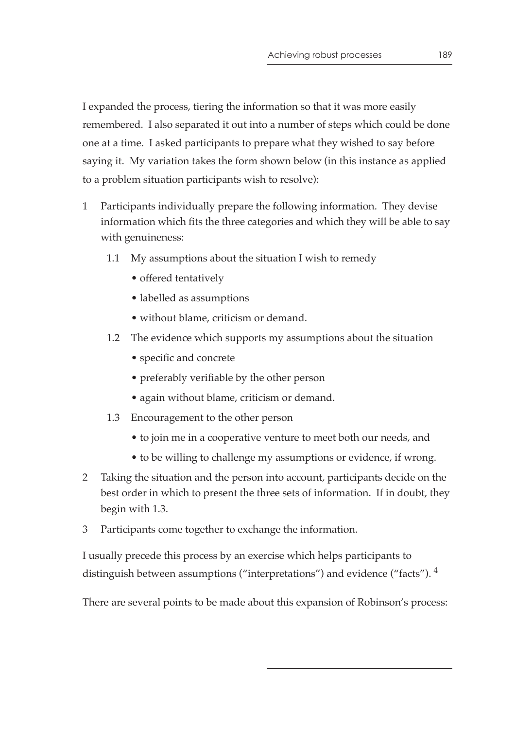I expanded the process, tiering the information so that it was more easily remembered. I also separated it out into a number of steps which could be done one at a time. I asked participants to prepare what they wished to say before saying it. My variation takes the form shown below (in this instance as applied to a problem situation participants wish to resolve):

1 Participants individually prepare the following information. They devise information which fits the three categories and which they will be able to say with genuineness:

   1.1 My assumptions about the situation I wish to remedy

   - offered tentatively
   - labelled as assumptions
   - without blame, criticism or demand.

   1.2 The evidence which supports my assumptions about the situation

   - specific and concrete
   - preferably verifiable by the other person
   - again without blame, criticism or demand.

   1.3 Encouragement to the other person

   - to join me in a cooperative venture to meet both our needs, and
   - to be willing to challenge my assumptions or evidence, if wrong.

2 Taking the situation and the person into account, participants decide on the best order in which to present the three sets of information. If in doubt, they begin with 1.3.

3 Participants come together to exchange the information.

I usually precede this process by an exercise which helps participants to distinguish between assumptions ("interpretations") and evidence ("facts"). [4]

There are several points to be made about this expansion of Robinson's process: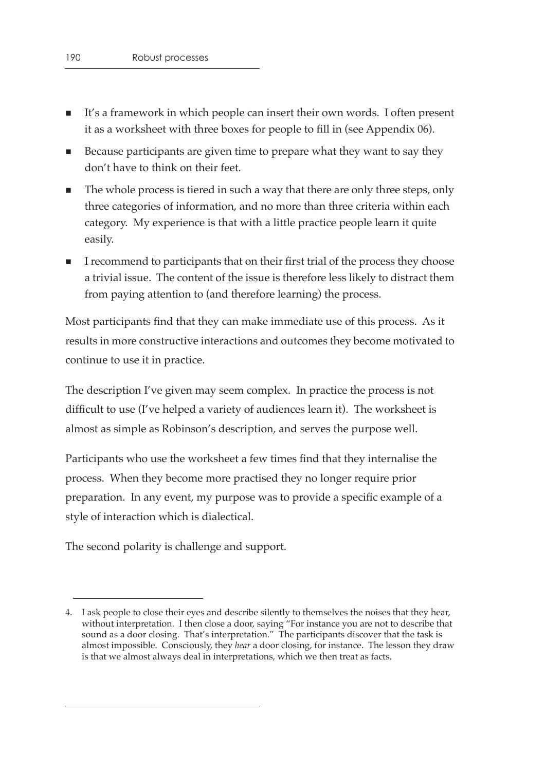- It's a framework in which people can insert their own words. I often present it as a worksheet with three boxes for people to fill in (see Appendix 06).
- Because participants are given time to prepare what they want to say they don't have to think on their feet.
- The whole process is tiered in such a way that there are only three steps, only three categories of information, and no more than three criteria within each category. My experience is that with a little practice people learn it quite easily.
- I recommend to participants that on their first trial of the process they choose a trivial issue. The content of the issue is therefore less likely to distract them from paying attention to (and therefore learning) the process.

Most participants find that they can make immediate use of this process. As it results in more constructive interactions and outcomes they become motivated to continue to use it in practice.

The description I've given may seem complex. In practice the process is not difficult to use (I've helped a variety of audiences learn it). The worksheet is almost as simple as Robinson's description, and serves the purpose well.

Participants who use the worksheet a few times find that they internalise the process. When they become more practised they no longer require prior preparation. In any event, my purpose was to provide a specific example of a style of interaction which is dialectical.

The second polarity is challenge and support.

---

4. I ask people to close their eyes and describe silently to themselves the noises that they hear, without interpretation. I then close a door, saying "For instance you are not to describe that sound as a door closing. That's interpretation." The participants discover that the task is almost impossible. Consciously, they *hear* a door closing, for instance. The lesson they draw is that we almost always deal in interpretations, which we then treat as facts.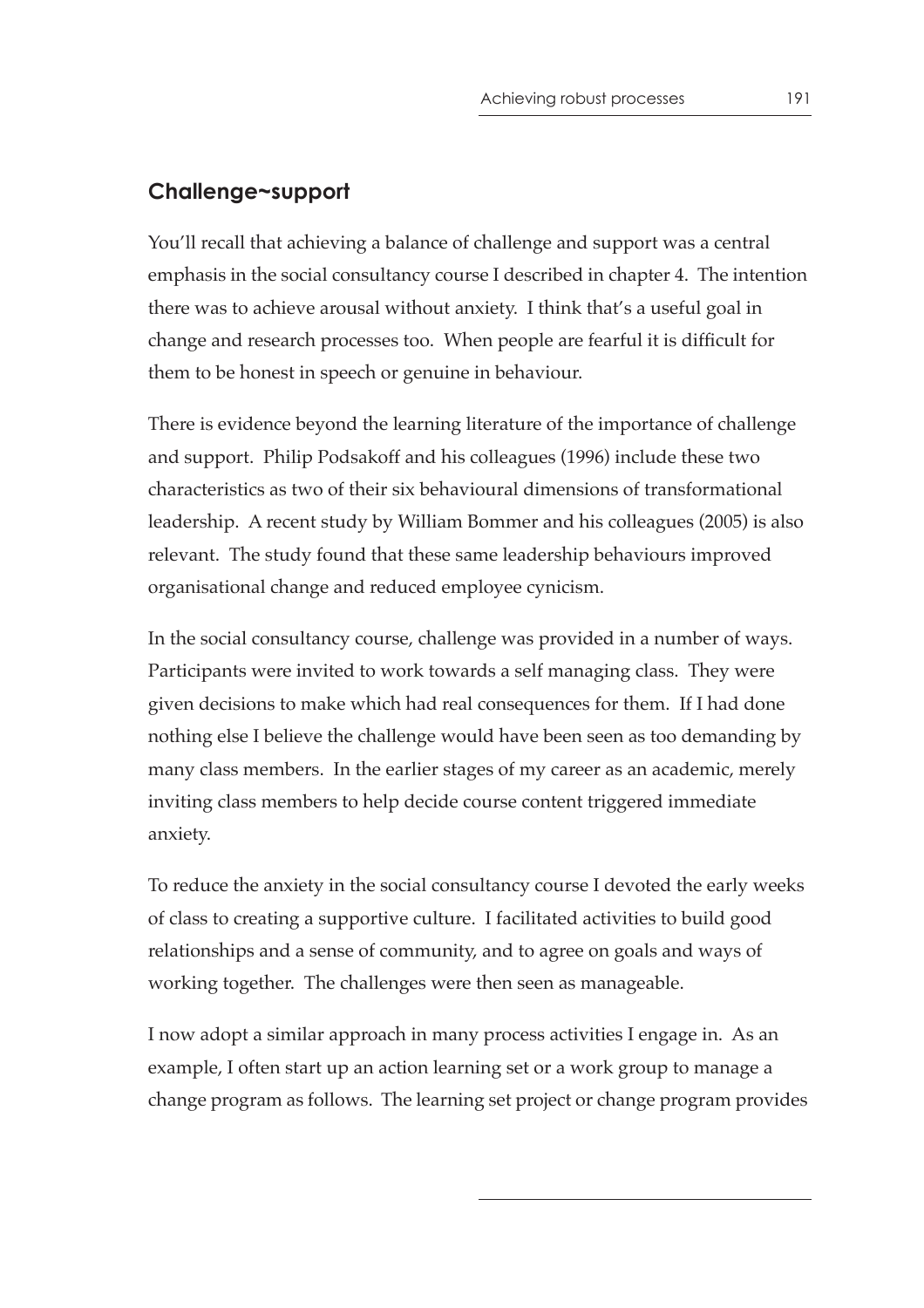## Challenge~support

You'll recall that achieving a balance of challenge and support was a central emphasis in the social consultancy course I described in chapter 4. The intention there was to achieve arousal without anxiety. I think that's a useful goal in change and research processes too. When people are fearful it is difficult for them to be honest in speech or genuine in behaviour.

There is evidence beyond the learning literature of the importance of challenge and support. Philip Podsakoff and his colleagues (1996) include these two characteristics as two of their six behavioural dimensions of transformational leadership. A recent study by William Bommer and his colleagues (2005) is also relevant. The study found that these same leadership behaviours improved organisational change and reduced employee cynicism.

In the social consultancy course, challenge was provided in a number of ways. Participants were invited to work towards a self managing class. They were given decisions to make which had real consequences for them. If I had done nothing else I believe the challenge would have been seen as too demanding by many class members. In the earlier stages of my career as an academic, merely inviting class members to help decide course content triggered immediate anxiety.

To reduce the anxiety in the social consultancy course I devoted the early weeks of class to creating a supportive culture. I facilitated activities to build good relationships and a sense of community, and to agree on goals and ways of working together. The challenges were then seen as manageable.

I now adopt a similar approach in many process activities I engage in. As an example, I often start up an action learning set or a work group to manage a change program as follows. The learning set project or change program provides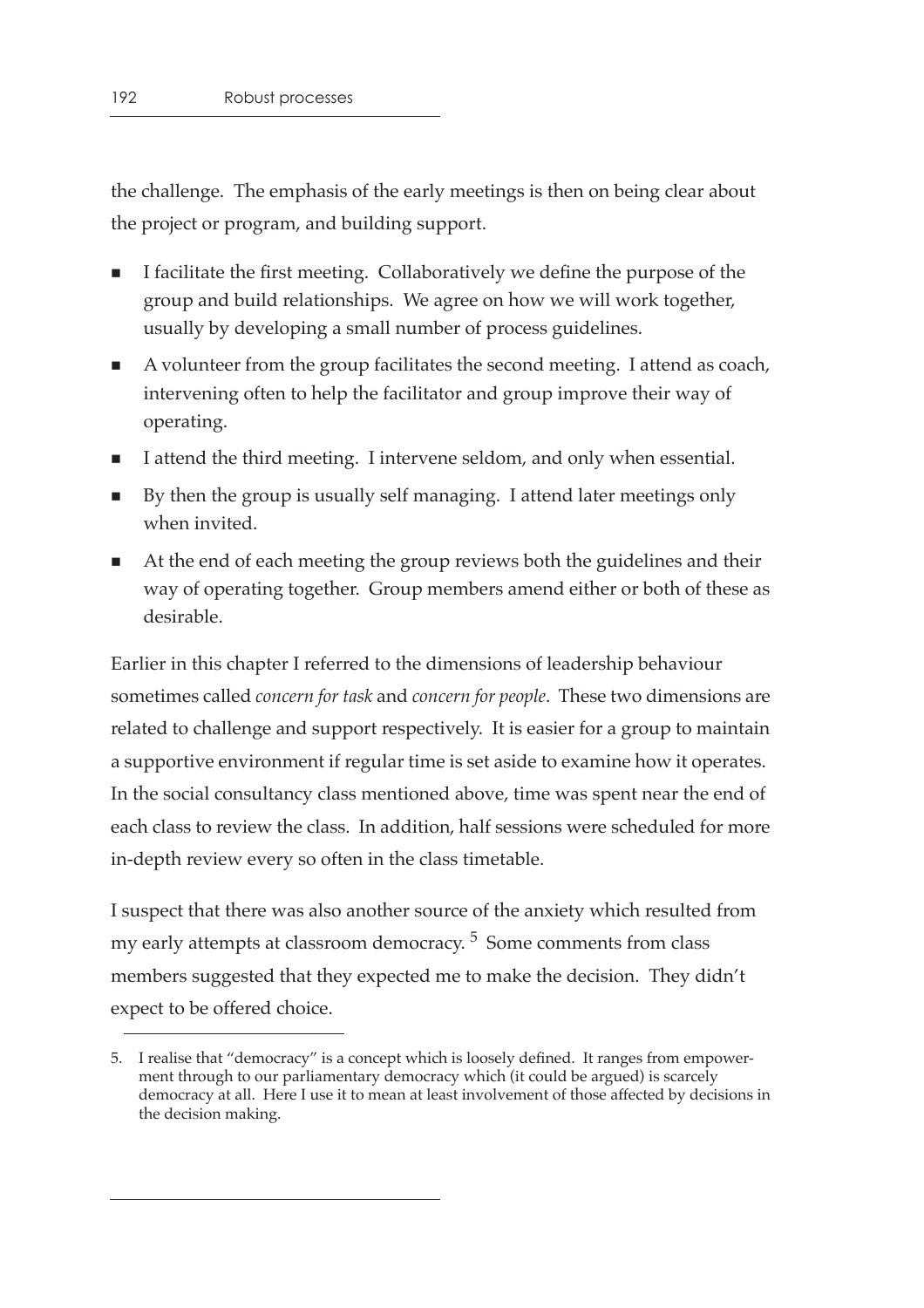the challenge. The emphasis of the early meetings is then on being clear about the project or program, and building support.

- I facilitate the first meeting. Collaboratively we define the purpose of the group and build relationships. We agree on how we will work together, usually by developing a small number of process guidelines.
- A volunteer from the group facilitates the second meeting. I attend as coach, intervening often to help the facilitator and group improve their way of operating.
- I attend the third meeting. I intervene seldom, and only when essential.
- By then the group is usually self managing. I attend later meetings only when invited.
- At the end of each meeting the group reviews both the guidelines and their way of operating together. Group members amend either or both of these as desirable.

Earlier in this chapter I referred to the dimensions of leadership behaviour sometimes called *concern for task* and *concern for people*. These two dimensions are related to challenge and support respectively. It is easier for a group to maintain a supportive environment if regular time is set aside to examine how it operates. In the social consultancy class mentioned above, time was spent near the end of each class to review the class. In addition, half sessions were scheduled for more in-depth review every so often in the class timetable.

I suspect that there was also another source of the anxiety which resulted from my early attempts at classroom democracy. [5] Some comments from class members suggested that they expected me to make the decision. They didn't expect to be offered choice.

---

5. I realise that "democracy" is a concept which is loosely defined. It ranges from empowerment through to our parliamentary democracy which (it could be argued) is scarcely democracy at all. Here I use it to mean at least involvement of those affected by decisions in the decision making.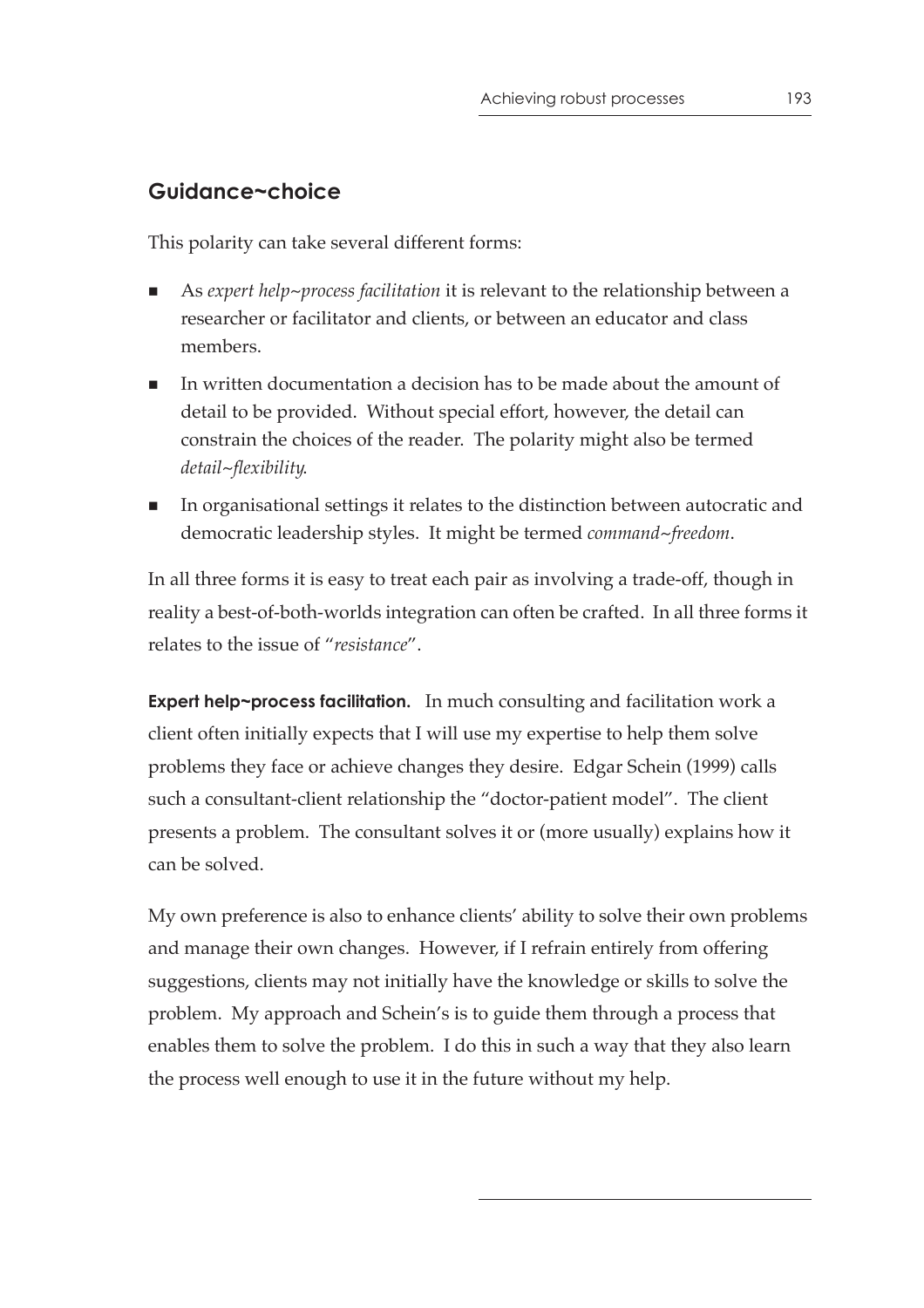## Guidance~choice

This polarity can take several different forms:

- As *expert help~process facilitation* it is relevant to the relationship between a researcher or facilitator and clients, or between an educator and class members.
- In written documentation a decision has to be made about the amount of detail to be provided. Without special effort, however, the detail can constrain the choices of the reader. The polarity might also be termed *detail~flexibility*.
- In organisational settings it relates to the distinction between autocratic and democratic leadership styles. It might be termed *command~freedom*.

In all three forms it is easy to treat each pair as involving a trade-off, though in reality a best-of-both-worlds integration can often be crafted. In all three forms it relates to the issue of "*resistance*".

**Expert help~process facilitation.** In much consulting and facilitation work a client often initially expects that I will use my expertise to help them solve problems they face or achieve changes they desire. Edgar Schein (1999) calls such a consultant-client relationship the "doctor-patient model". The client presents a problem. The consultant solves it or (more usually) explains how it can be solved.

My own preference is also to enhance clients' ability to solve their own problems and manage their own changes. However, if I refrain entirely from offering suggestions, clients may not initially have the knowledge or skills to solve the problem. My approach and Schein's is to guide them through a process that enables them to solve the problem. I do this in such a way that they also learn the process well enough to use it in the future without my help.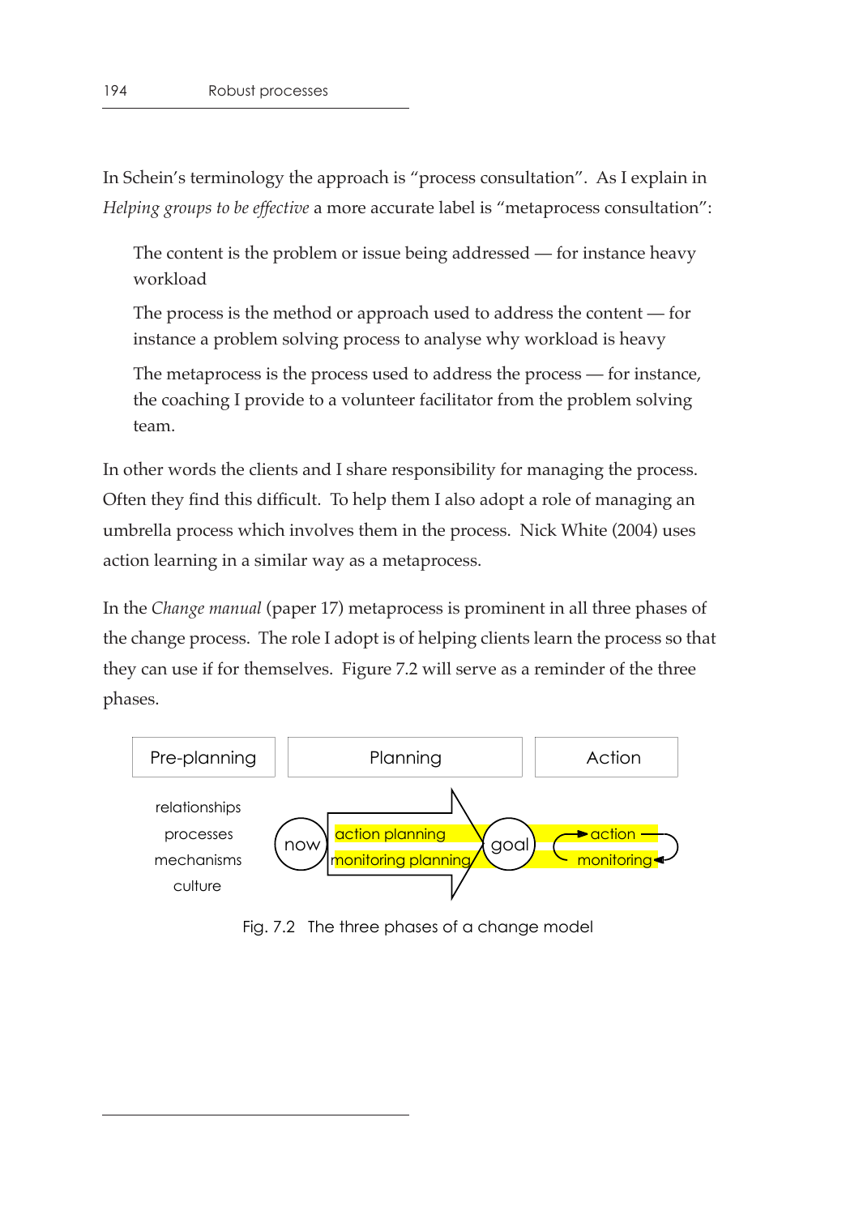In Schein's terminology the approach is "process consultation". As I explain in *Helping groups to be effective* a more accurate label is "metaprocess consultation":

> The content is the problem or issue being addressed — for instance heavy workload
>
> The process is the method or approach used to address the content — for instance a problem solving process to analyse why workload is heavy
>
> The metaprocess is the process used to address the process — for instance, the coaching I provide to a volunteer facilitator from the problem solving team.

In other words the clients and I share responsibility for managing the process. Often they find this difficult. To help them I also adopt a role of managing an umbrella process which involves them in the process. Nick White (2004) uses action learning in a similar way as a metaprocess.

In the *Change manual* (paper 17) metaprocess is prominent in all three phases of the change process. The role I adopt is of helping clients learn the process so that they can use if for themselves. Figure 7.2 will serve as a reminder of the three phases.

| Pre-planning | Planning | Action |
|---|---|---|
| relationships<br>processes<br>mechanisms<br>culture | now → action planning / monitoring planning → goal | action ⇄ monitoring |

Fig. 7.2 The three phases of a change model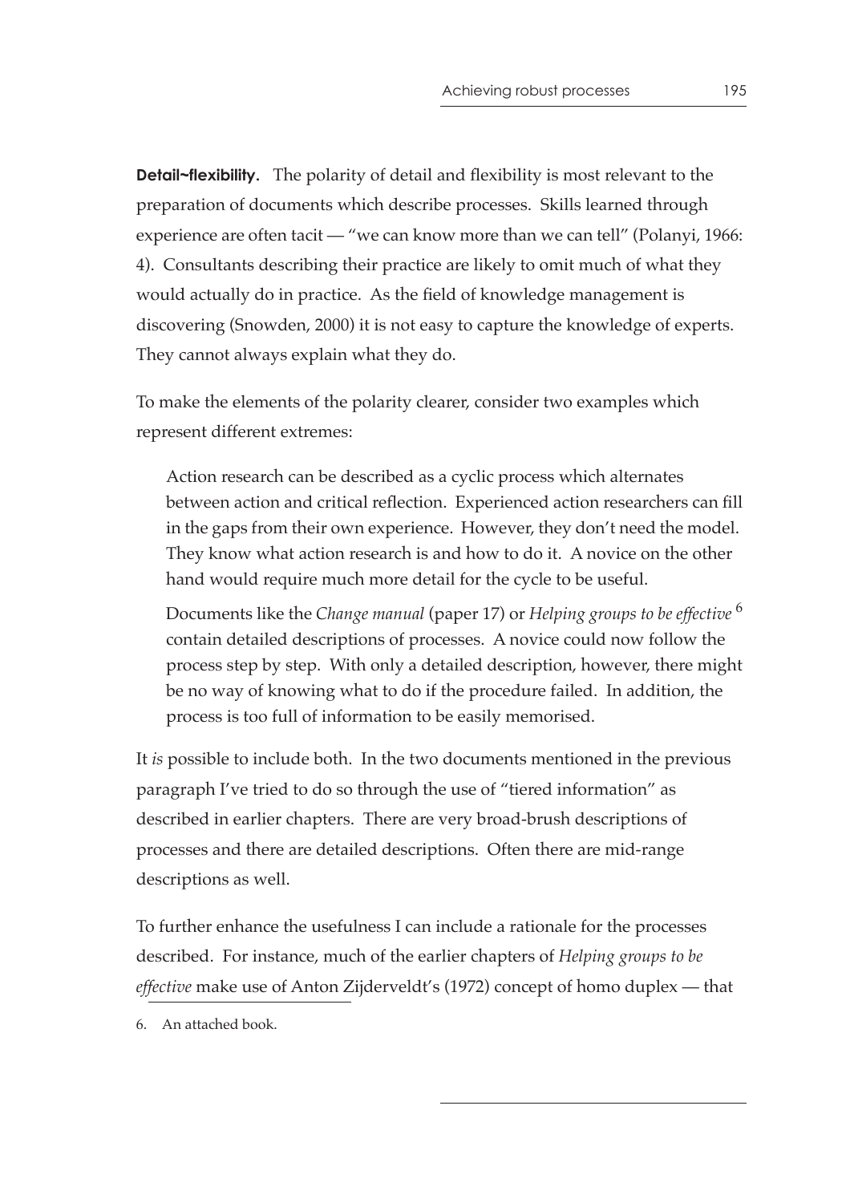**Detail~flexibility.** The polarity of detail and flexibility is most relevant to the preparation of documents which describe processes. Skills learned through experience are often tacit — "we can know more than we can tell" (Polanyi, 1966: 4). Consultants describing their practice are likely to omit much of what they would actually do in practice. As the field of knowledge management is discovering (Snowden, 2000) it is not easy to capture the knowledge of experts. They cannot always explain what they do.

To make the elements of the polarity clearer, consider two examples which represent different extremes:

> Action research can be described as a cyclic process which alternates between action and critical reflection. Experienced action researchers can fill in the gaps from their own experience. However, they don't need the model. They know what action research is and how to do it. A novice on the other hand would require much more detail for the cycle to be useful.
>
> Documents like the *Change manual* (paper 17) or *Helping groups to be effective* [6] contain detailed descriptions of processes. A novice could now follow the process step by step. With only a detailed description, however, there might be no way of knowing what to do if the procedure failed. In addition, the process is too full of information to be easily memorised.

It *is* possible to include both. In the two documents mentioned in the previous paragraph I've tried to do so through the use of "tiered information" as described in earlier chapters. There are very broad-brush descriptions of processes and there are detailed descriptions. Often there are mid-range descriptions as well.

To further enhance the usefulness I can include a rationale for the processes described. For instance, much of the earlier chapters of *Helping groups to be effective* make use of Anton Zijderveldt's (1972) concept of homo duplex — that

6. An attached book.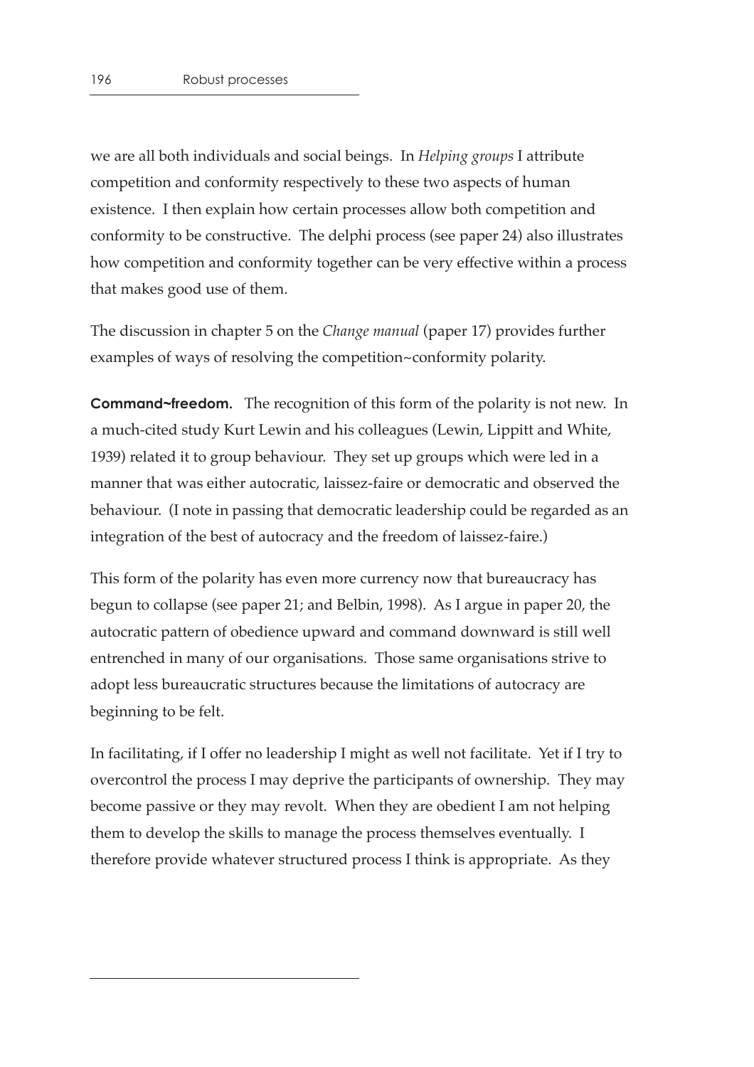we are all both individuals and social beings. In *Helping groups* I attribute competition and conformity respectively to these two aspects of human existence. I then explain how certain processes allow both competition and conformity to be constructive. The delphi process (see paper 24) also illustrates how competition and conformity together can be very effective within a process that makes good use of them.

The discussion in chapter 5 on the *Change manual* (paper 17) provides further examples of ways of resolving the competition~conformity polarity.

**Command~freedom.** The recognition of this form of the polarity is not new. In a much-cited study Kurt Lewin and his colleagues (Lewin, Lippitt and White, 1939) related it to group behaviour. They set up groups which were led in a manner that was either autocratic, laissez-faire or democratic and observed the behaviour. (I note in passing that democratic leadership could be regarded as an integration of the best of autocracy and the freedom of laissez-faire.)

This form of the polarity has even more currency now that bureaucracy has begun to collapse (see paper 21; and Belbin, 1998). As I argue in paper 20, the autocratic pattern of obedience upward and command downward is still well entrenched in many of our organisations. Those same organisations strive to adopt less bureaucratic structures because the limitations of autocracy are beginning to be felt.

In facilitating, if I offer no leadership I might as well not facilitate. Yet if I try to overcontrol the process I may deprive the participants of ownership. They may become passive or they may revolt. When they are obedient I am not helping them to develop the skills to manage the process themselves eventually. I therefore provide whatever structured process I think is appropriate. As they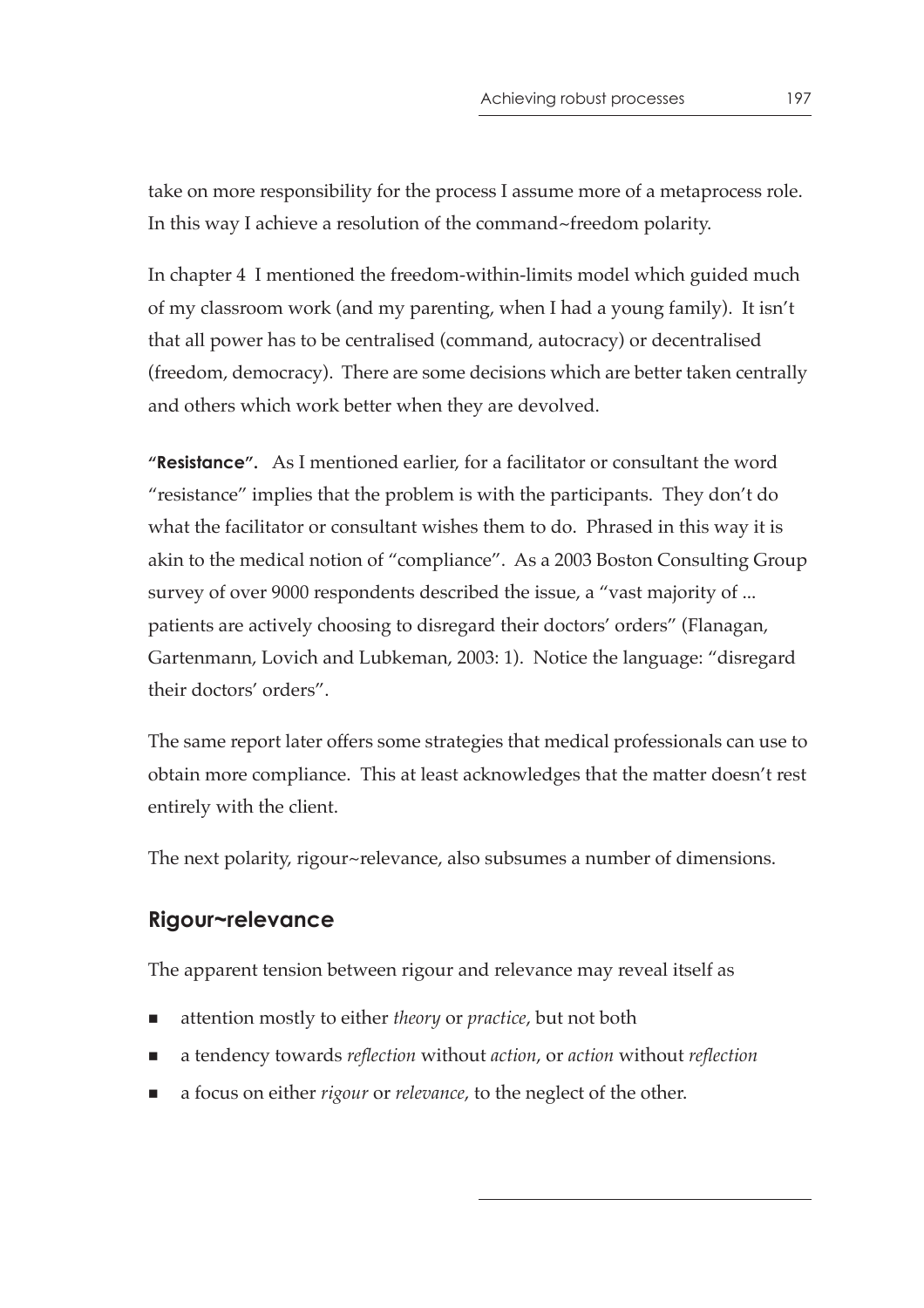take on more responsibility for the process I assume more of a metaprocess role. In this way I achieve a resolution of the command~freedom polarity.

In chapter 4 I mentioned the freedom-within-limits model which guided much of my classroom work (and my parenting, when I had a young family). It isn't that all power has to be centralised (command, autocracy) or decentralised (freedom, democracy). There are some decisions which are better taken centrally and others which work better when they are devolved.

**"Resistance".** As I mentioned earlier, for a facilitator or consultant the word "resistance" implies that the problem is with the participants. They don't do what the facilitator or consultant wishes them to do. Phrased in this way it is akin to the medical notion of "compliance". As a 2003 Boston Consulting Group survey of over 9000 respondents described the issue, a "vast majority of ... patients are actively choosing to disregard their doctors' orders" (Flanagan, Gartenmann, Lovich and Lubkeman, 2003: 1). Notice the language: "disregard their doctors' orders".

The same report later offers some strategies that medical professionals can use to obtain more compliance. This at least acknowledges that the matter doesn't rest entirely with the client.

The next polarity, rigour~relevance, also subsumes a number of dimensions.

## Rigour~relevance

The apparent tension between rigour and relevance may reveal itself as

- attention mostly to either *theory* or *practice*, but not both
- a tendency towards *reflection* without *action*, or *action* without *reflection*
- a focus on either *rigour* or *relevance*, to the neglect of the other.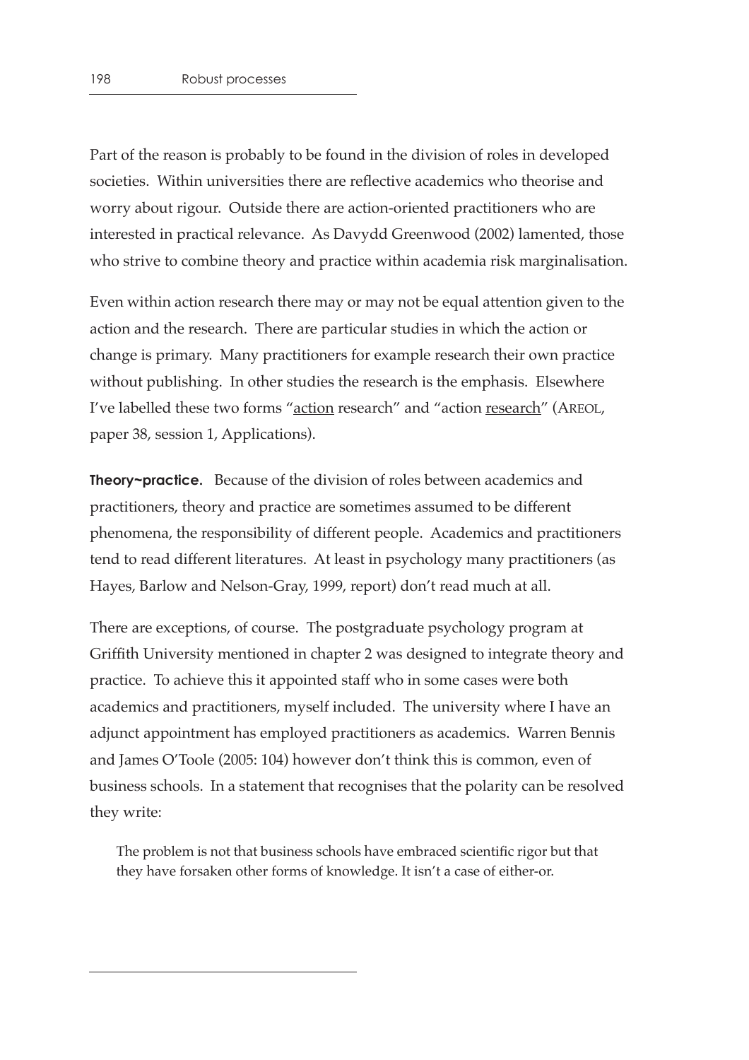Part of the reason is probably to be found in the division of roles in developed societies. Within universities there are reflective academics who theorise and worry about rigour. Outside there are action-oriented practitioners who are interested in practical relevance. As Davydd Greenwood (2002) lamented, those who strive to combine theory and practice within academia risk marginalisation.

Even within action research there may or may not be equal attention given to the action and the research. There are particular studies in which the action or change is primary. Many practitioners for example research their own practice without publishing. In other studies the research is the emphasis. Elsewhere I've labelled these two forms "<u>action</u> research" and "action <u>research</u>" (AREOL, paper 38, session 1, Applications).

**Theory~practice.** Because of the division of roles between academics and practitioners, theory and practice are sometimes assumed to be different phenomena, the responsibility of different people. Academics and practitioners tend to read different literatures. At least in psychology many practitioners (as Hayes, Barlow and Nelson-Gray, 1999, report) don't read much at all.

There are exceptions, of course. The postgraduate psychology program at Griffith University mentioned in chapter 2 was designed to integrate theory and practice. To achieve this it appointed staff who in some cases were both academics and practitioners, myself included. The university where I have an adjunct appointment has employed practitioners as academics. Warren Bennis and James O'Toole (2005: 104) however don't think this is common, even of business schools. In a statement that recognises that the polarity can be resolved they write:

> The problem is not that business schools have embraced scientific rigor but that they have forsaken other forms of knowledge. It isn't a case of either-or.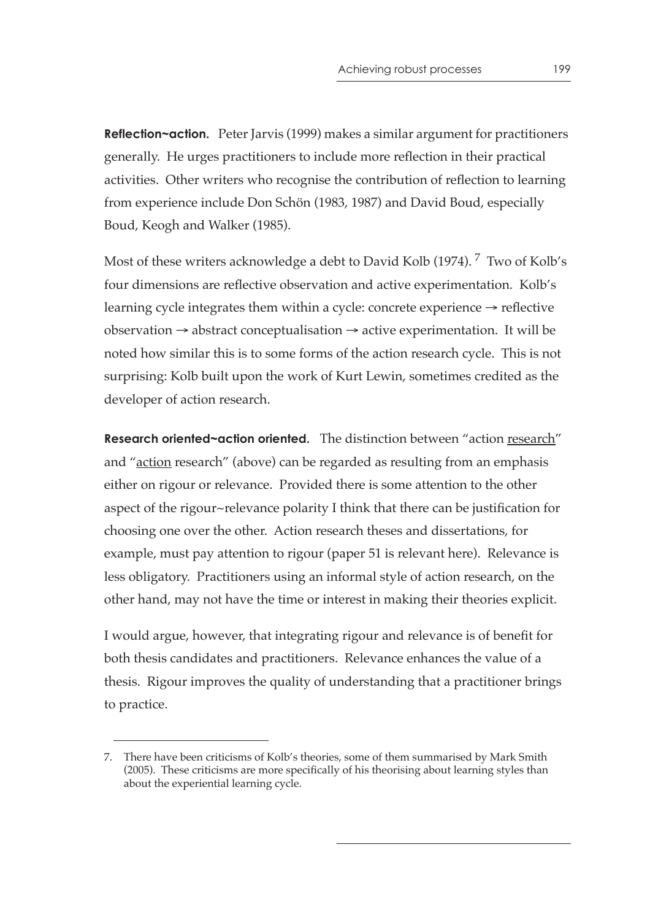**Reflection~action.** Peter Jarvis (1999) makes a similar argument for practitioners generally. He urges practitioners to include more reflection in their practical activities. Other writers who recognise the contribution of reflection to learning from experience include Don Schön (1983, 1987) and David Boud, especially Boud, Keogh and Walker (1985).

Most of these writers acknowledge a debt to David Kolb (1974).[7] Two of Kolb's four dimensions are reflective observation and active experimentation. Kolb's learning cycle integrates them within a cycle: concrete experience → reflective observation → abstract conceptualisation → active experimentation. It will be noted how similar this is to some forms of the action research cycle. This is not surprising: Kolb built upon the work of Kurt Lewin, sometimes credited as the developer of action research.

**Research oriented~action oriented.** The distinction between "action <u>research</u>" and "<u>action</u> research" (above) can be regarded as resulting from an emphasis either on rigour or relevance. Provided there is some attention to the other aspect of the rigour~relevance polarity I think that there can be justification for choosing one over the other. Action research theses and dissertations, for example, must pay attention to rigour (paper 51 is relevant here). Relevance is less obligatory. Practitioners using an informal style of action research, on the other hand, may not have the time or interest in making their theories explicit.

I would argue, however, that integrating rigour and relevance is of benefit for both thesis candidates and practitioners. Relevance enhances the value of a thesis. Rigour improves the quality of understanding that a practitioner brings to practice.

---

7. There have been criticisms of Kolb's theories, some of them summarised by Mark Smith (2005). These criticisms are more specifically of his theorising about learning styles than about the experiential learning cycle.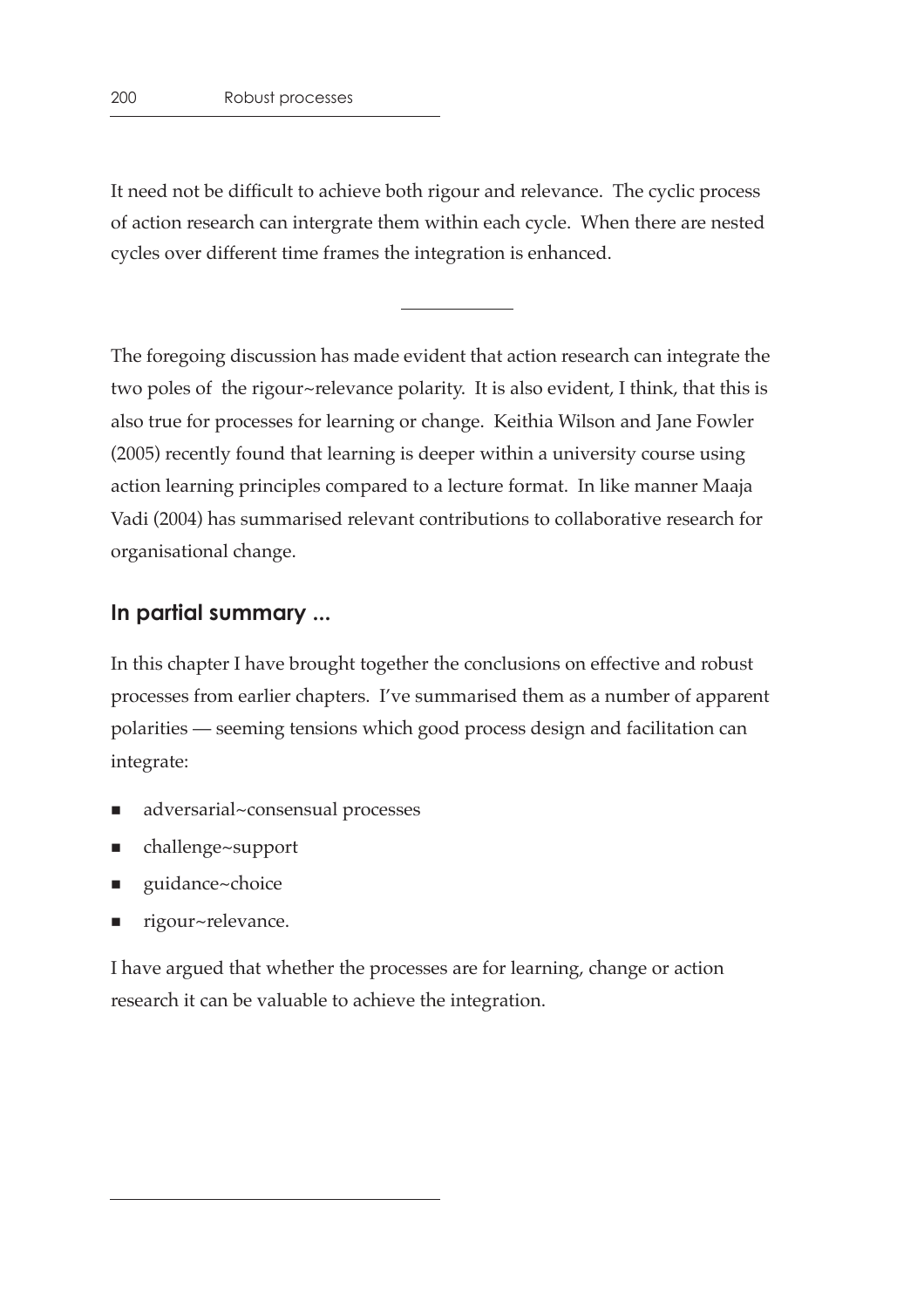It need not be difficult to achieve both rigour and relevance. The cyclic process of action research can intergrate them within each cycle. When there are nested cycles over different time frames the integration is enhanced.

---

The foregoing discussion has made evident that action research can integrate the two poles of the rigour~relevance polarity. It is also evident, I think, that this is also true for processes for learning or change. Keithia Wilson and Jane Fowler (2005) recently found that learning is deeper within a university course using action learning principles compared to a lecture format. In like manner Maaja Vadi (2004) has summarised relevant contributions to collaborative research for organisational change.

## In partial summary ...

In this chapter I have brought together the conclusions on effective and robust processes from earlier chapters. I've summarised them as a number of apparent polarities — seeming tensions which good process design and facilitation can integrate:

- adversarial~consensual processes
- challenge~support
- guidance~choice
- rigour~relevance.

I have argued that whether the processes are for learning, change or action research it can be valuable to achieve the integration.